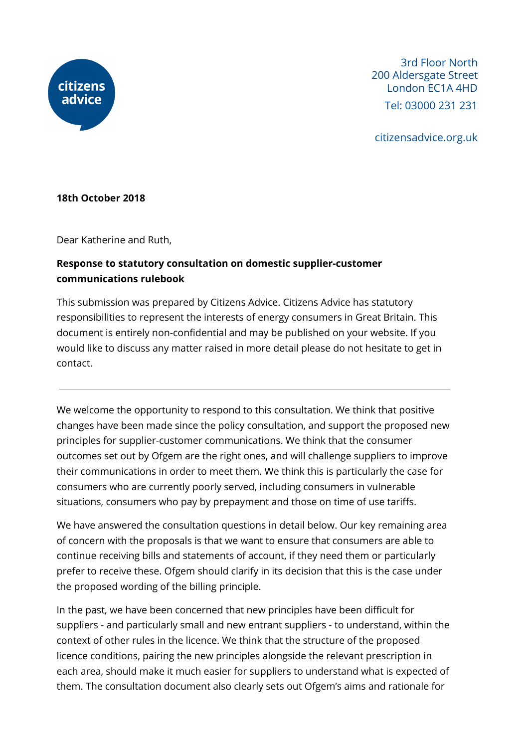citizens advice

3rd Floor North
200 Aldersgate Street
London EC1A 4HD
Tel: 03000 231 231

citizensadvice.org.uk

**18th October 2018**

Dear Katherine and Ruth,

**Response to statutory consultation on domestic supplier-customer communications rulebook**

This submission was prepared by Citizens Advice. Citizens Advice has statutory responsibilities to represent the interests of energy consumers in Great Britain. This document is entirely non-confidential and may be published on your website. If you would like to discuss any matter raised in more detail please do not hesitate to get in contact.

---

We welcome the opportunity to respond to this consultation. We think that positive changes have been made since the policy consultation, and support the proposed new principles for supplier-customer communications. We think that the consumer outcomes set out by Ofgem are the right ones, and will challenge suppliers to improve their communications in order to meet them. We think this is particularly the case for consumers who are currently poorly served, including consumers in vulnerable situations, consumers who pay by prepayment and those on time of use tariffs.

We have answered the consultation questions in detail below. Our key remaining area of concern with the proposals is that we want to ensure that consumers are able to continue receiving bills and statements of account, if they need them or particularly prefer to receive these. Ofgem should clarify in its decision that this is the case under the proposed wording of the billing principle.

In the past, we have been concerned that new principles have been difficult for suppliers - and particularly small and new entrant suppliers - to understand, within the context of other rules in the licence. We think that the structure of the proposed licence conditions, pairing the new principles alongside the relevant prescription in each area, should make it much easier for suppliers to understand what is expected of them. The consultation document also clearly sets out Ofgem's aims and rationale for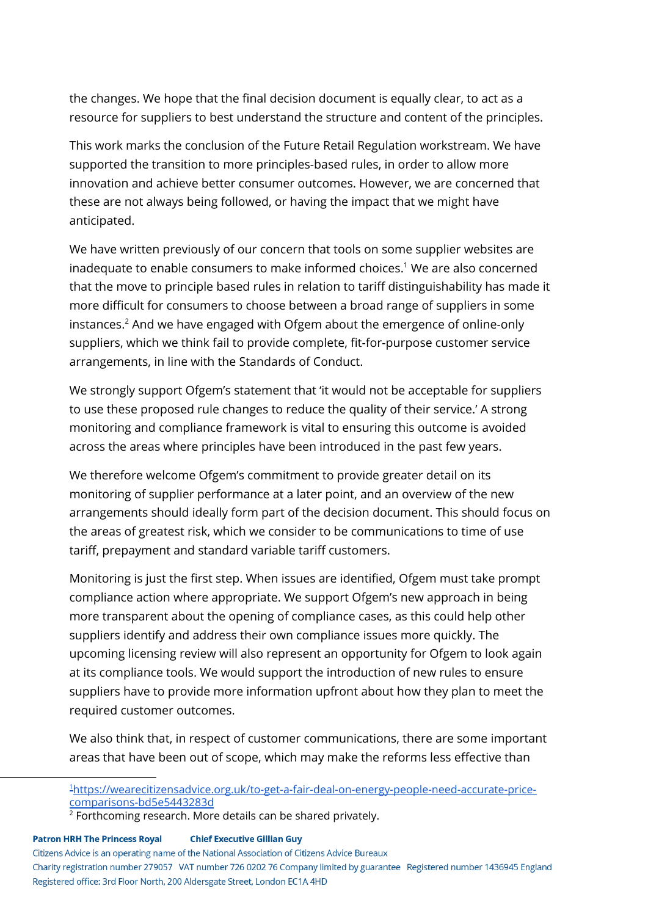the changes. We hope that the final decision document is equally clear, to act as a resource for suppliers to best understand the structure and content of the principles.

This work marks the conclusion of the Future Retail Regulation workstream. We have supported the transition to more principles-based rules, in order to allow more innovation and achieve better consumer outcomes. However, we are concerned that these are not always being followed, or having the impact that we might have anticipated.

We have written previously of our concern that tools on some supplier websites are inadequate to enable consumers to make informed choices.[1] We are also concerned that the move to principle based rules in relation to tariff distinguishability has made it more difficult for consumers to choose between a broad range of suppliers in some instances.[2] And we have engaged with Ofgem about the emergence of online-only suppliers, which we think fail to provide complete, fit-for-purpose customer service arrangements, in line with the Standards of Conduct.

We strongly support Ofgem's statement that 'it would not be acceptable for suppliers to use these proposed rule changes to reduce the quality of their service.' A strong monitoring and compliance framework is vital to ensuring this outcome is avoided across the areas where principles have been introduced in the past few years.

We therefore welcome Ofgem's commitment to provide greater detail on its monitoring of supplier performance at a later point, and an overview of the new arrangements should ideally form part of the decision document. This should focus on the areas of greatest risk, which we consider to be communications to time of use tariff, prepayment and standard variable tariff customers.

Monitoring is just the first step. When issues are identified, Ofgem must take prompt compliance action where appropriate. We support Ofgem's new approach in being more transparent about the opening of compliance cases, as this could help other suppliers identify and address their own compliance issues more quickly. The upcoming licensing review will also represent an opportunity for Ofgem to look again at its compliance tools. We would support the introduction of new rules to ensure suppliers have to provide more information upfront about how they plan to meet the required customer outcomes.

We also think that, in respect of customer communications, there are some important areas that have been out of scope, which may make the reforms less effective than

---

[1] https://wearecitizensadvice.org.uk/to-get-a-fair-deal-on-energy-people-need-accurate-price-comparisons-bd5e5443283d

[2] Forthcoming research. More details can be shared privately.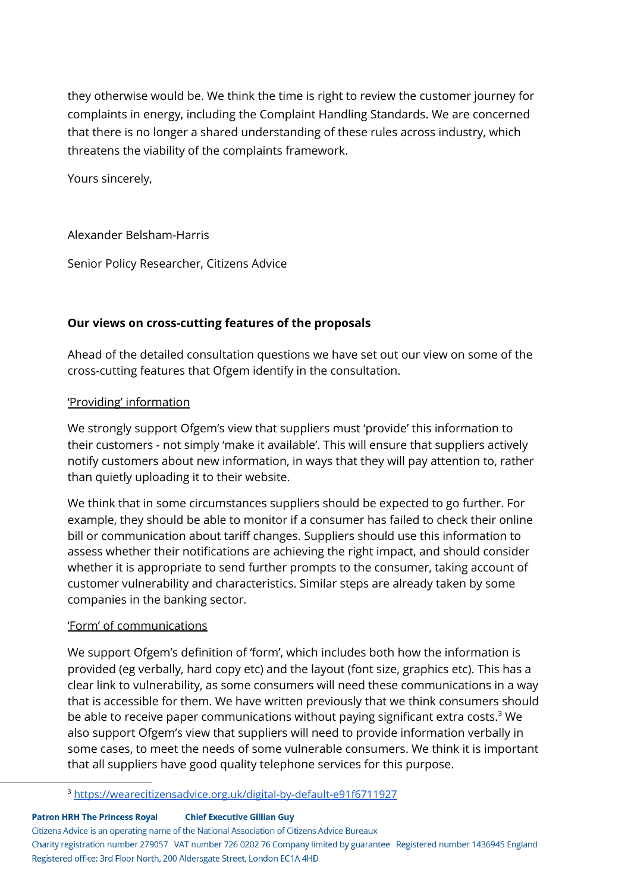they otherwise would be. We think the time is right to review the customer journey for complaints in energy, including the Complaint Handling Standards. We are concerned that there is no longer a shared understanding of these rules across industry, which threatens the viability of the complaints framework.

Yours sincerely,

Alexander Belsham-Harris

Senior Policy Researcher, Citizens Advice

**Our views on cross-cutting features of the proposals**

Ahead of the detailed consultation questions we have set out our view on some of the cross-cutting features that Ofgem identify in the consultation.

<u>'Providing' information</u>

We strongly support Ofgem's view that suppliers must 'provide' this information to their customers - not simply 'make it available'. This will ensure that suppliers actively notify customers about new information, in ways that they will pay attention to, rather than quietly uploading it to their website.

We think that in some circumstances suppliers should be expected to go further. For example, they should be able to monitor if a consumer has failed to check their online bill or communication about tariff changes. Suppliers should use this information to assess whether their notifications are achieving the right impact, and should consider whether it is appropriate to send further prompts to the consumer, taking account of customer vulnerability and characteristics. Similar steps are already taken by some companies in the banking sector.

<u>'Form' of communications</u>

We support Ofgem's definition of 'form', which includes both how the information is provided (eg verbally, hard copy etc) and the layout (font size, graphics etc). This has a clear link to vulnerability, as some consumers will need these communications in a way that is accessible for them. We have written previously that we think consumers should be able to receive paper communications without paying significant extra costs.[3] We also support Ofgem's view that suppliers will need to provide information verbally in some cases, to meet the needs of some vulnerable consumers. We think it is important that all suppliers have good quality telephone services for this purpose.

[3] https://wearecitizensadvice.org.uk/digital-by-default-e91f6711927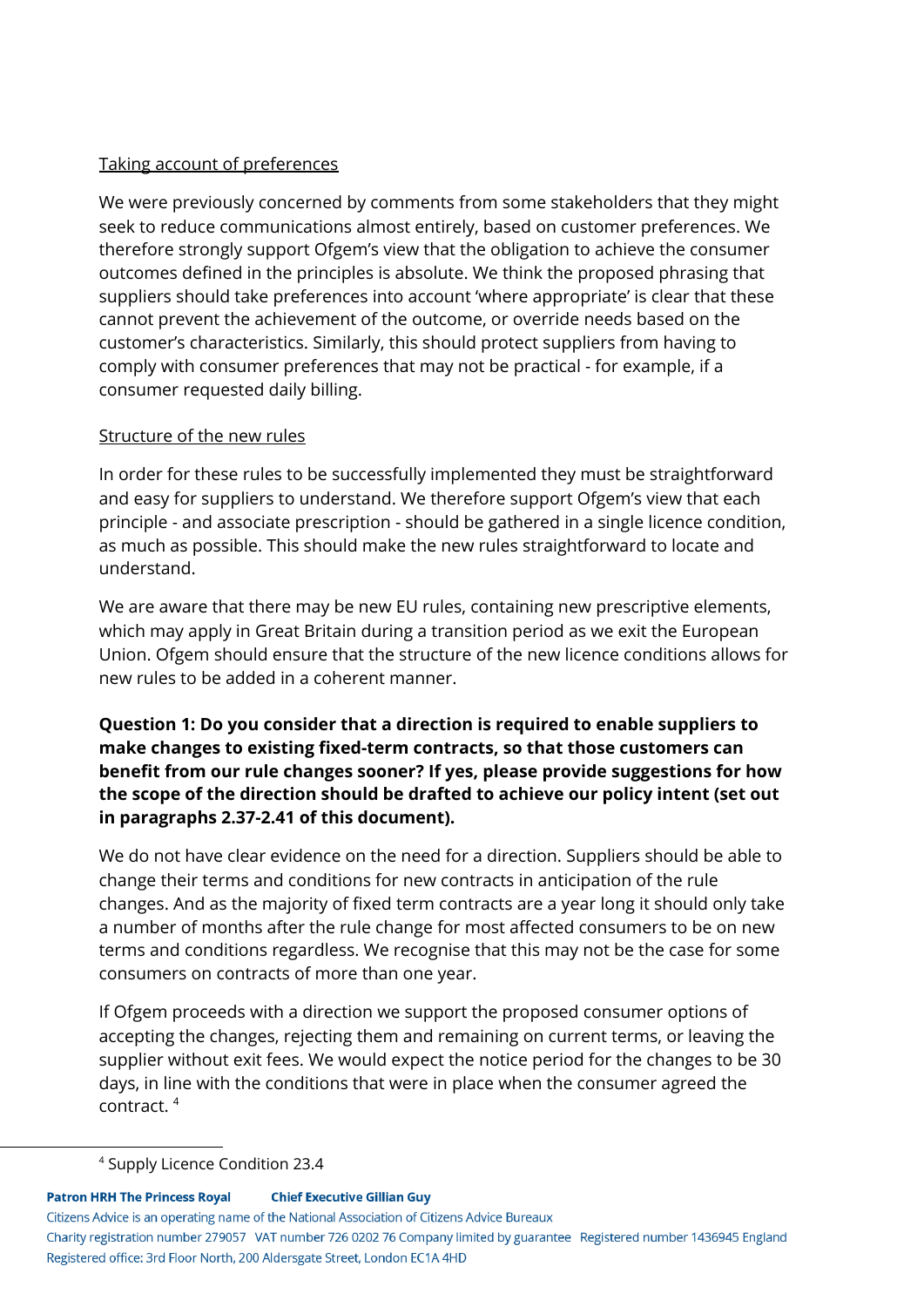Taking account of preferences

We were previously concerned by comments from some stakeholders that they might seek to reduce communications almost entirely, based on customer preferences. We therefore strongly support Ofgem's view that the obligation to achieve the consumer outcomes defined in the principles is absolute. We think the proposed phrasing that suppliers should take preferences into account 'where appropriate' is clear that these cannot prevent the achievement of the outcome, or override needs based on the customer's characteristics. Similarly, this should protect suppliers from having to comply with consumer preferences that may not be practical - for example, if a consumer requested daily billing.

Structure of the new rules

In order for these rules to be successfully implemented they must be straightforward and easy for suppliers to understand. We therefore support Ofgem's view that each principle - and associate prescription - should be gathered in a single licence condition, as much as possible. This should make the new rules straightforward to locate and understand.

We are aware that there may be new EU rules, containing new prescriptive elements, which may apply in Great Britain during a transition period as we exit the European Union. Ofgem should ensure that the structure of the new licence conditions allows for new rules to be added in a coherent manner.

**Question 1: Do you consider that a direction is required to enable suppliers to make changes to existing fixed-term contracts, so that those customers can benefit from our rule changes sooner? If yes, please provide suggestions for how the scope of the direction should be drafted to achieve our policy intent (set out in paragraphs 2.37-2.41 of this document).**

We do not have clear evidence on the need for a direction. Suppliers should be able to change their terms and conditions for new contracts in anticipation of the rule changes. And as the majority of fixed term contracts are a year long it should only take a number of months after the rule change for most affected consumers to be on new terms and conditions regardless. We recognise that this may not be the case for some consumers on contracts of more than one year.

If Ofgem proceeds with a direction we support the proposed consumer options of accepting the changes, rejecting them and remaining on current terms, or leaving the supplier without exit fees. We would expect the notice period for the changes to be 30 days, in line with the conditions that were in place when the consumer agreed the contract. [4]

[4] Supply Licence Condition 23.4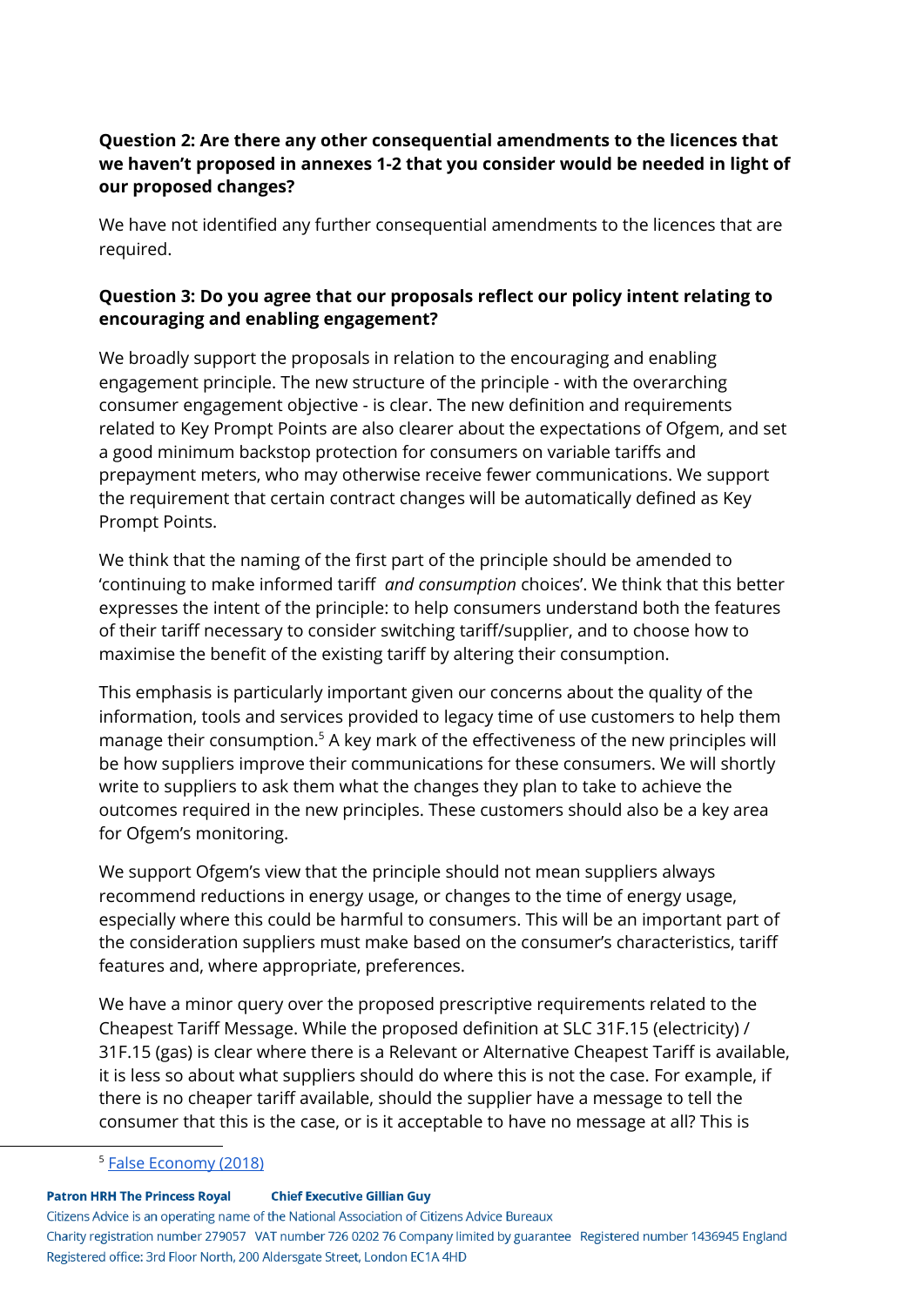**Question 2: Are there any other consequential amendments to the licences that we haven't proposed in annexes 1-2 that you consider would be needed in light of our proposed changes?**

We have not identified any further consequential amendments to the licences that are required.

**Question 3: Do you agree that our proposals reflect our policy intent relating to encouraging and enabling engagement?**

We broadly support the proposals in relation to the encouraging and enabling engagement principle. The new structure of the principle - with the overarching consumer engagement objective - is clear. The new definition and requirements related to Key Prompt Points are also clearer about the expectations of Ofgem, and set a good minimum backstop protection for consumers on variable tariffs and prepayment meters, who may otherwise receive fewer communications. We support the requirement that certain contract changes will be automatically defined as Key Prompt Points.

We think that the naming of the first part of the principle should be amended to 'continuing to make informed tariff *and consumption* choices'. We think that this better expresses the intent of the principle: to help consumers understand both the features of their tariff necessary to consider switching tariff/supplier, and to choose how to maximise the benefit of the existing tariff by altering their consumption.

This emphasis is particularly important given our concerns about the quality of the information, tools and services provided to legacy time of use customers to help them manage their consumption.[5] A key mark of the effectiveness of the new principles will be how suppliers improve their communications for these consumers. We will shortly write to suppliers to ask them what the changes they plan to take to achieve the outcomes required in the new principles. These customers should also be a key area for Ofgem's monitoring.

We support Ofgem's view that the principle should not mean suppliers always recommend reductions in energy usage, or changes to the time of energy usage, especially where this could be harmful to consumers. This will be an important part of the consideration suppliers must make based on the consumer's characteristics, tariff features and, where appropriate, preferences.

We have a minor query over the proposed prescriptive requirements related to the Cheapest Tariff Message. While the proposed definition at SLC 31F.15 (electricity) / 31F.15 (gas) is clear where there is a Relevant or Alternative Cheapest Tariff is available, it is less so about what suppliers should do where this is not the case. For example, if there is no cheaper tariff available, should the supplier have a message to tell the consumer that this is the case, or is it acceptable to have no message at all? This is

[5] False Economy (2018)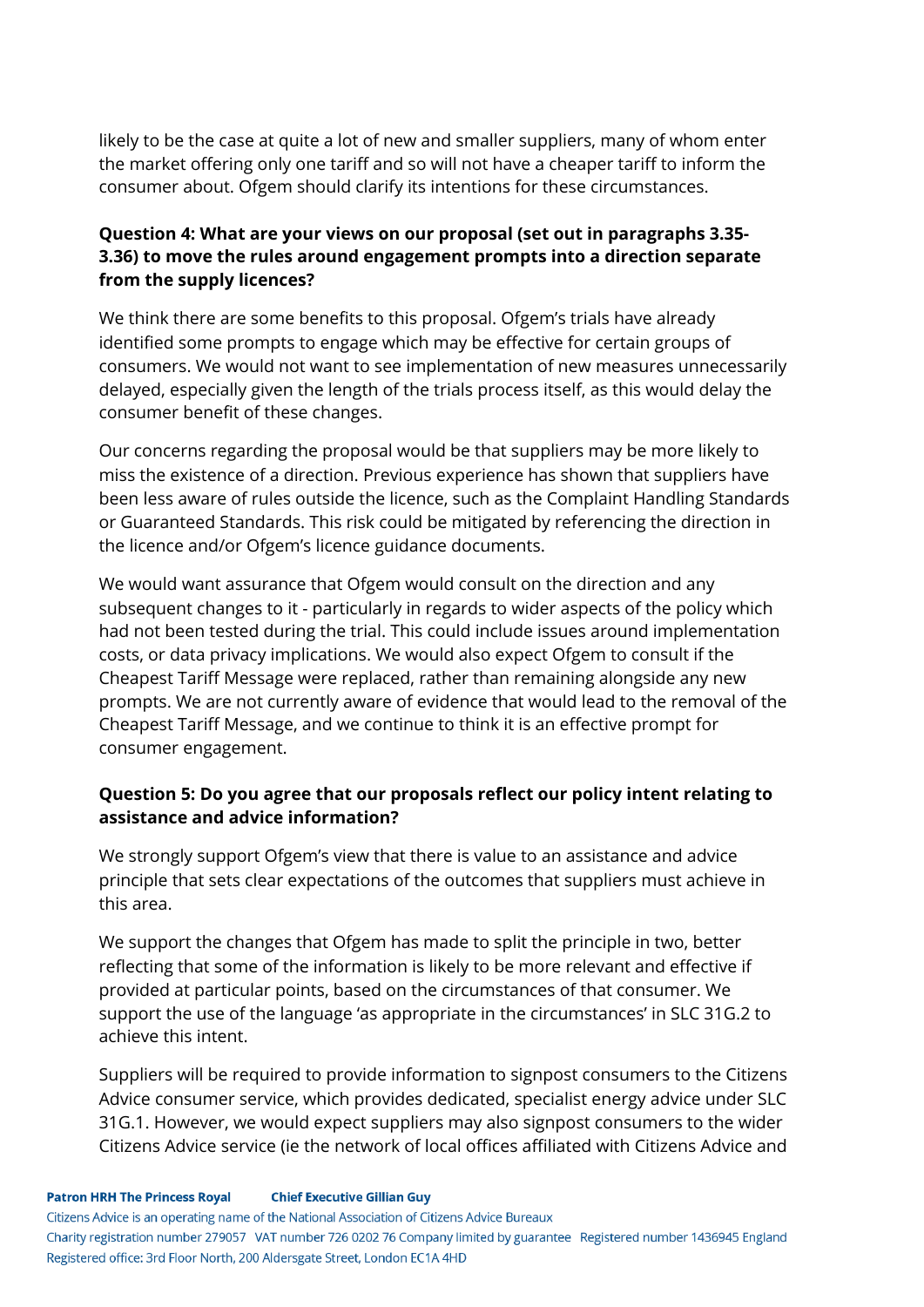likely to be the case at quite a lot of new and smaller suppliers, many of whom enter the market offering only one tariff and so will not have a cheaper tariff to inform the consumer about. Ofgem should clarify its intentions for these circumstances.

**Question 4: What are your views on our proposal (set out in paragraphs 3.35-3.36) to move the rules around engagement prompts into a direction separate from the supply licences?**

We think there are some benefits to this proposal. Ofgem's trials have already identified some prompts to engage which may be effective for certain groups of consumers. We would not want to see implementation of new measures unnecessarily delayed, especially given the length of the trials process itself, as this would delay the consumer benefit of these changes.

Our concerns regarding the proposal would be that suppliers may be more likely to miss the existence of a direction. Previous experience has shown that suppliers have been less aware of rules outside the licence, such as the Complaint Handling Standards or Guaranteed Standards. This risk could be mitigated by referencing the direction in the licence and/or Ofgem's licence guidance documents.

We would want assurance that Ofgem would consult on the direction and any subsequent changes to it - particularly in regards to wider aspects of the policy which had not been tested during the trial. This could include issues around implementation costs, or data privacy implications. We would also expect Ofgem to consult if the Cheapest Tariff Message were replaced, rather than remaining alongside any new prompts. We are not currently aware of evidence that would lead to the removal of the Cheapest Tariff Message, and we continue to think it is an effective prompt for consumer engagement.

**Question 5: Do you agree that our proposals reflect our policy intent relating to assistance and advice information?**

We strongly support Ofgem's view that there is value to an assistance and advice principle that sets clear expectations of the outcomes that suppliers must achieve in this area.

We support the changes that Ofgem has made to split the principle in two, better reflecting that some of the information is likely to be more relevant and effective if provided at particular points, based on the circumstances of that consumer. We support the use of the language 'as appropriate in the circumstances' in SLC 31G.2 to achieve this intent.

Suppliers will be required to provide information to signpost consumers to the Citizens Advice consumer service, which provides dedicated, specialist energy advice under SLC 31G.1. However, we would expect suppliers may also signpost consumers to the wider Citizens Advice service (ie the network of local offices affiliated with Citizens Advice and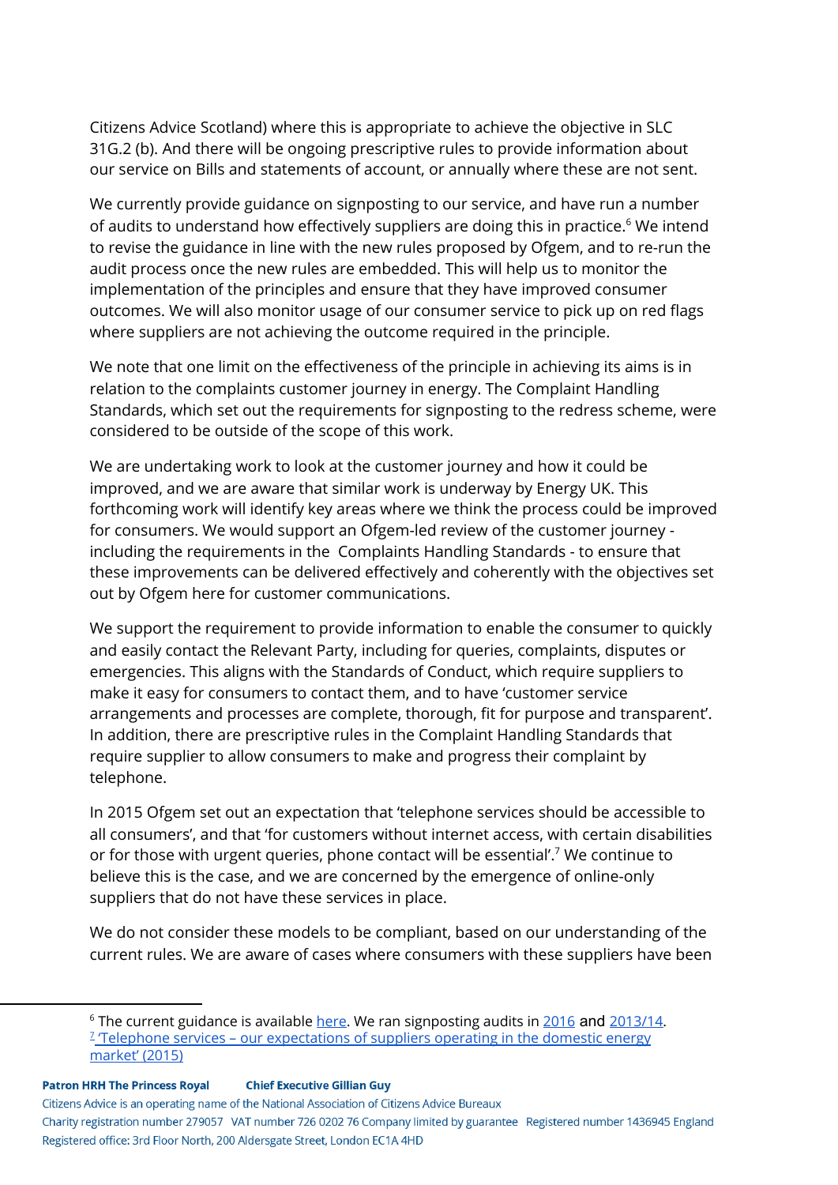Citizens Advice Scotland) where this is appropriate to achieve the objective in SLC 31G.2 (b). And there will be ongoing prescriptive rules to provide information about our service on Bills and statements of account, or annually where these are not sent.

We currently provide guidance on signposting to our service, and have run a number of audits to understand how effectively suppliers are doing this in practice.[6] We intend to revise the guidance in line with the new rules proposed by Ofgem, and to re-run the audit process once the new rules are embedded. This will help us to monitor the implementation of the principles and ensure that they have improved consumer outcomes. We will also monitor usage of our consumer service to pick up on red flags where suppliers are not achieving the outcome required in the principle.

We note that one limit on the effectiveness of the principle in achieving its aims is in relation to the complaints customer journey in energy. The Complaint Handling Standards, which set out the requirements for signposting to the redress scheme, were considered to be outside of the scope of this work.

We are undertaking work to look at the customer journey and how it could be improved, and we are aware that similar work is underway by Energy UK. This forthcoming work will identify key areas where we think the process could be improved for consumers. We would support an Ofgem-led review of the customer journey - including the requirements in the Complaints Handling Standards - to ensure that these improvements can be delivered effectively and coherently with the objectives set out by Ofgem here for customer communications.

We support the requirement to provide information to enable the consumer to quickly and easily contact the Relevant Party, including for queries, complaints, disputes or emergencies. This aligns with the Standards of Conduct, which require suppliers to make it easy for consumers to contact them, and to have 'customer service arrangements and processes are complete, thorough, fit for purpose and transparent'. In addition, there are prescriptive rules in the Complaint Handling Standards that require supplier to allow consumers to make and progress their complaint by telephone.

In 2015 Ofgem set out an expectation that 'telephone services should be accessible to all consumers', and that 'for customers without internet access, with certain disabilities or for those with urgent queries, phone contact will be essential'.[7] We continue to believe this is the case, and we are concerned by the emergence of online-only suppliers that do not have these services in place.

We do not consider these models to be compliant, based on our understanding of the current rules. We are aware of cases where consumers with these suppliers have been

---

[6] The current guidance is available here. We ran signposting audits in 2016 and 2013/14.

[7] 'Telephone services – our expectations of suppliers operating in the domestic energy market' (2015)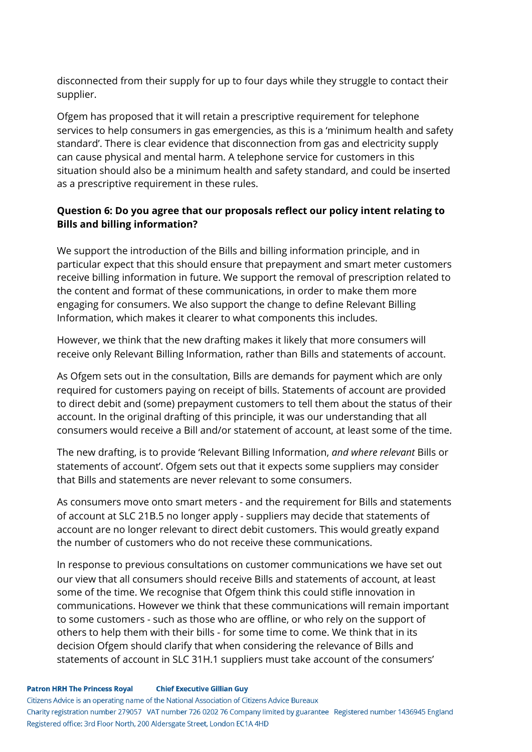disconnected from their supply for up to four days while they struggle to contact their supplier.

Ofgem has proposed that it will retain a prescriptive requirement for telephone services to help consumers in gas emergencies, as this is a 'minimum health and safety standard'. There is clear evidence that disconnection from gas and electricity supply can cause physical and mental harm. A telephone service for customers in this situation should also be a minimum health and safety standard, and could be inserted as a prescriptive requirement in these rules.

**Question 6: Do you agree that our proposals reflect our policy intent relating to Bills and billing information?**

We support the introduction of the Bills and billing information principle, and in particular expect that this should ensure that prepayment and smart meter customers receive billing information in future. We support the removal of prescription related to the content and format of these communications, in order to make them more engaging for consumers. We also support the change to define Relevant Billing Information, which makes it clearer to what components this includes.

However, we think that the new drafting makes it likely that more consumers will receive only Relevant Billing Information, rather than Bills and statements of account.

As Ofgem sets out in the consultation, Bills are demands for payment which are only required for customers paying on receipt of bills. Statements of account are provided to direct debit and (some) prepayment customers to tell them about the status of their account. In the original drafting of this principle, it was our understanding that all consumers would receive a Bill and/or statement of account, at least some of the time.

The new drafting, is to provide 'Relevant Billing Information, *and where relevant* Bills or statements of account'. Ofgem sets out that it expects some suppliers may consider that Bills and statements are never relevant to some consumers.

As consumers move onto smart meters - and the requirement for Bills and statements of account at SLC 21B.5 no longer apply - suppliers may decide that statements of account are no longer relevant to direct debit customers. This would greatly expand the number of customers who do not receive these communications.

In response to previous consultations on customer communications we have set out our view that all consumers should receive Bills and statements of account, at least some of the time. We recognise that Ofgem think this could stifle innovation in communications. However we think that these communications will remain important to some customers - such as those who are offline, or who rely on the support of others to help them with their bills - for some time to come. We think that in its decision Ofgem should clarify that when considering the relevance of Bills and statements of account in SLC 31H.1 suppliers must take account of the consumers'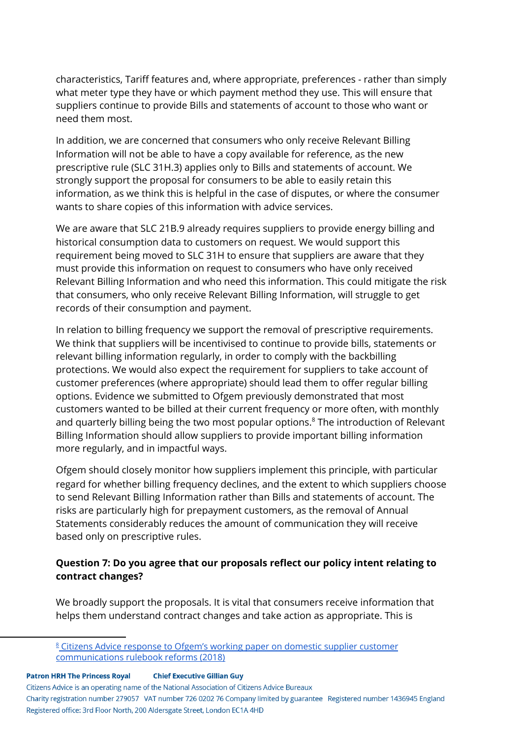characteristics, Tariff features and, where appropriate, preferences - rather than simply what meter type they have or which payment method they use. This will ensure that suppliers continue to provide Bills and statements of account to those who want or need them most.

In addition, we are concerned that consumers who only receive Relevant Billing Information will not be able to have a copy available for reference, as the new prescriptive rule (SLC 31H.3) applies only to Bills and statements of account. We strongly support the proposal for consumers to be able to easily retain this information, as we think this is helpful in the case of disputes, or where the consumer wants to share copies of this information with advice services.

We are aware that SLC 21B.9 already requires suppliers to provide energy billing and historical consumption data to customers on request. We would support this requirement being moved to SLC 31H to ensure that suppliers are aware that they must provide this information on request to consumers who have only received Relevant Billing Information and who need this information. This could mitigate the risk that consumers, who only receive Relevant Billing Information, will struggle to get records of their consumption and payment.

In relation to billing frequency we support the removal of prescriptive requirements. We think that suppliers will be incentivised to continue to provide bills, statements or relevant billing information regularly, in order to comply with the backbilling protections. We would also expect the requirement for suppliers to take account of customer preferences (where appropriate) should lead them to offer regular billing options. Evidence we submitted to Ofgem previously demonstrated that most customers wanted to be billed at their current frequency or more often, with monthly and quarterly billing being the two most popular options.[8] The introduction of Relevant Billing Information should allow suppliers to provide important billing information more regularly, and in impactful ways.

Ofgem should closely monitor how suppliers implement this principle, with particular regard for whether billing frequency declines, and the extent to which suppliers choose to send Relevant Billing Information rather than Bills and statements of account. The risks are particularly high for prepayment customers, as the removal of Annual Statements considerably reduces the amount of communication they will receive based only on prescriptive rules.

**Question 7: Do you agree that our proposals reflect our policy intent relating to contract changes?**

We broadly support the proposals. It is vital that consumers receive information that helps them understand contract changes and take action as appropriate. This is

[8] Citizens Advice response to Ofgem's working paper on domestic supplier customer communications rulebook reforms (2018)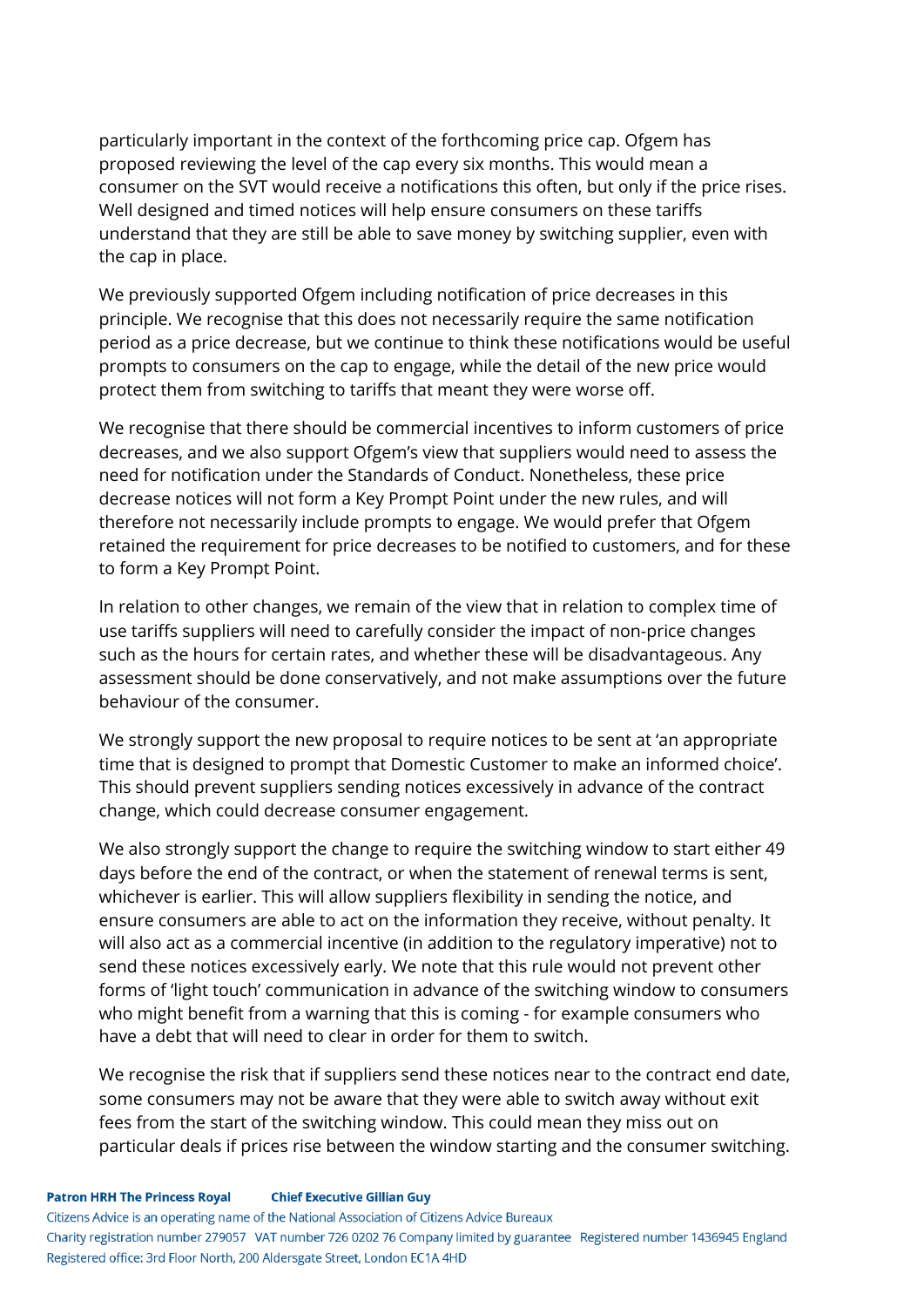particularly important in the context of the forthcoming price cap. Ofgem has proposed reviewing the level of the cap every six months. This would mean a consumer on the SVT would receive a notifications this often, but only if the price rises. Well designed and timed notices will help ensure consumers on these tariffs understand that they are still be able to save money by switching supplier, even with the cap in place.

We previously supported Ofgem including notification of price decreases in this principle. We recognise that this does not necessarily require the same notification period as a price decrease, but we continue to think these notifications would be useful prompts to consumers on the cap to engage, while the detail of the new price would protect them from switching to tariffs that meant they were worse off.

We recognise that there should be commercial incentives to inform customers of price decreases, and we also support Ofgem's view that suppliers would need to assess the need for notification under the Standards of Conduct. Nonetheless, these price decrease notices will not form a Key Prompt Point under the new rules, and will therefore not necessarily include prompts to engage. We would prefer that Ofgem retained the requirement for price decreases to be notified to customers, and for these to form a Key Prompt Point.

In relation to other changes, we remain of the view that in relation to complex time of use tariffs suppliers will need to carefully consider the impact of non-price changes such as the hours for certain rates, and whether these will be disadvantageous. Any assessment should be done conservatively, and not make assumptions over the future behaviour of the consumer.

We strongly support the new proposal to require notices to be sent at 'an appropriate time that is designed to prompt that Domestic Customer to make an informed choice'. This should prevent suppliers sending notices excessively in advance of the contract change, which could decrease consumer engagement.

We also strongly support the change to require the switching window to start either 49 days before the end of the contract, or when the statement of renewal terms is sent, whichever is earlier. This will allow suppliers flexibility in sending the notice, and ensure consumers are able to act on the information they receive, without penalty. It will also act as a commercial incentive (in addition to the regulatory imperative) not to send these notices excessively early. We note that this rule would not prevent other forms of 'light touch' communication in advance of the switching window to consumers who might benefit from a warning that this is coming - for example consumers who have a debt that will need to clear in order for them to switch.

We recognise the risk that if suppliers send these notices near to the contract end date, some consumers may not be aware that they were able to switch away without exit fees from the start of the switching window. This could mean they miss out on particular deals if prices rise between the window starting and the consumer switching.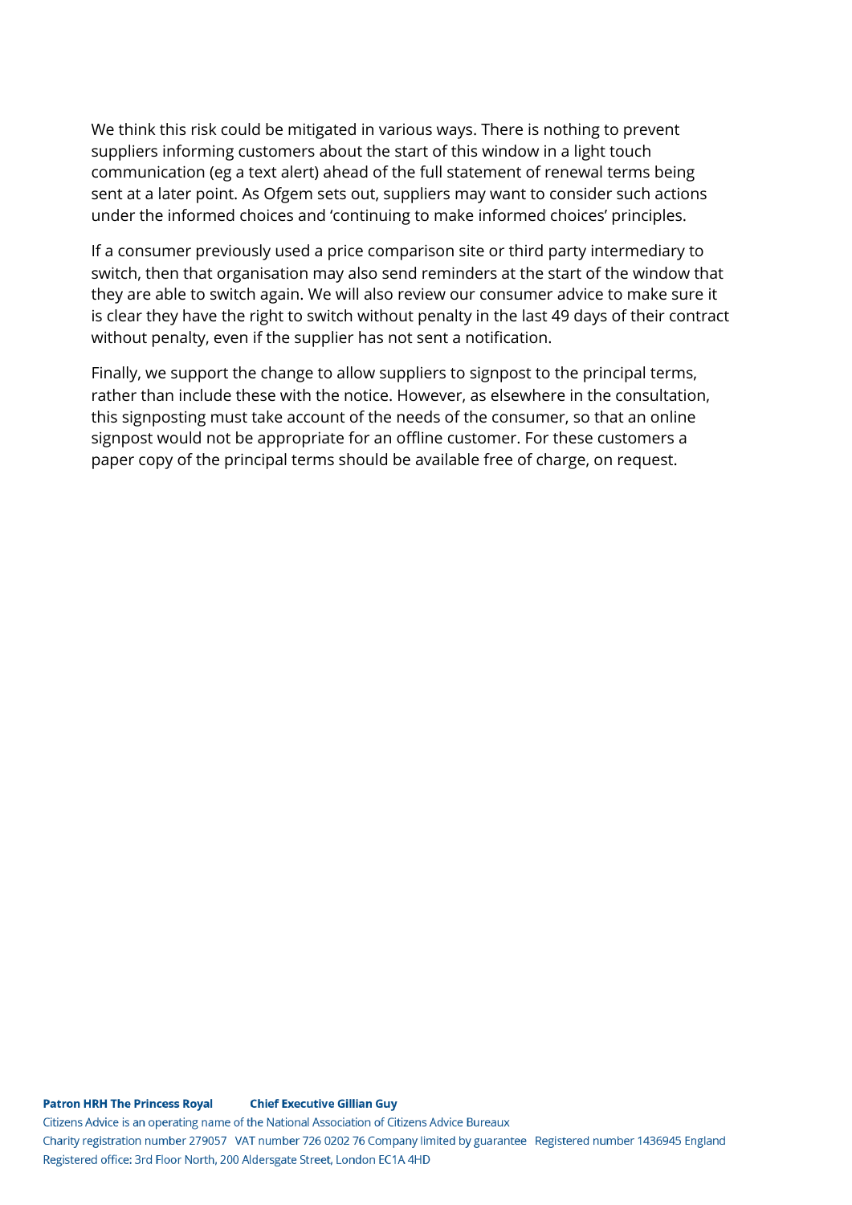We think this risk could be mitigated in various ways. There is nothing to prevent suppliers informing customers about the start of this window in a light touch communication (eg a text alert) ahead of the full statement of renewal terms being sent at a later point. As Ofgem sets out, suppliers may want to consider such actions under the informed choices and 'continuing to make informed choices' principles.

If a consumer previously used a price comparison site or third party intermediary to switch, then that organisation may also send reminders at the start of the window that they are able to switch again. We will also review our consumer advice to make sure it is clear they have the right to switch without penalty in the last 49 days of their contract without penalty, even if the supplier has not sent a notification.

Finally, we support the change to allow suppliers to signpost to the principal terms, rather than include these with the notice. However, as elsewhere in the consultation, this signposting must take account of the needs of the consumer, so that an online signpost would not be appropriate for an offline customer. For these customers a paper copy of the principal terms should be available free of charge, on request.